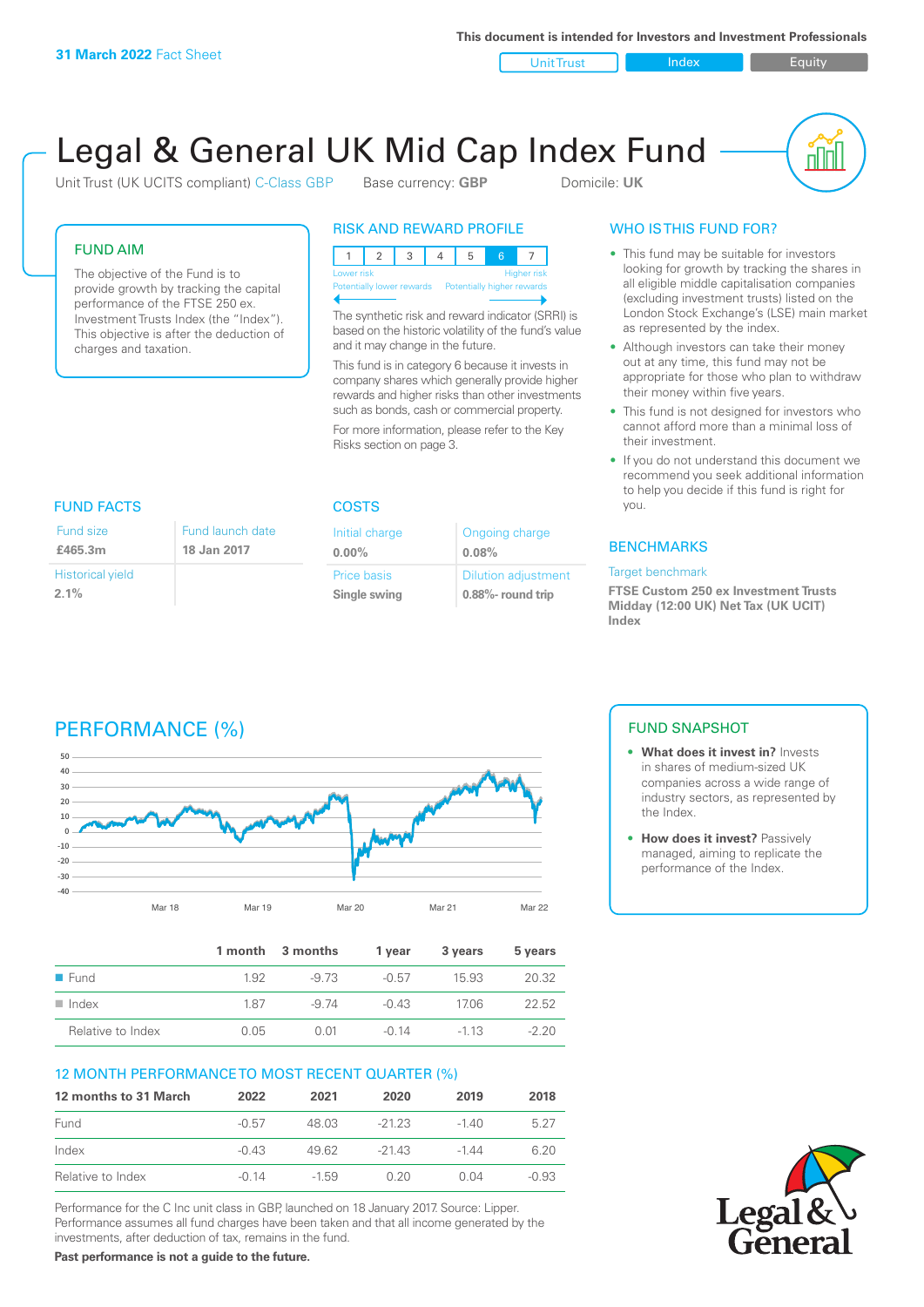**31 March 2022** Fact Sheet

This document is intended for Investors and Investment Professionals

Unit Trust | Index | Equity

# Legal & General UK Mid Cap Index Fund

Unit Trust (UK UCITS compliant) C-Class GBP    Base currency: **GBP**    Domicile: **UK**

## FUND AIM

The objective of the Fund is to provide growth by tracking the capital performance of the FTSE 250 ex. Investment Trusts Index (the "Index"). This objective is after the deduction of charges and taxation.

## RISK AND REWARD PROFILE

| 1 | 2 | 3 | 4 | 5 | 6 | 7 |
|---|---|---|---|---|---|---|

Lower risk — Potentially lower rewards / Higher risk — Potentially higher rewards

The synthetic risk and reward indicator (SRRI) is based on the historic volatility of the fund's value and it may change in the future.

This fund is in category 6 because it invests in company shares which generally provide higher rewards and higher risks than other investments such as bonds, cash or commercial property.

For more information, please refer to the Key Risks section on page 3.

## WHO IS THIS FUND FOR?

- This fund may be suitable for investors looking for growth by tracking the shares in all eligible middle capitalisation companies (excluding investment trusts) listed on the London Stock Exchange's (LSE) main market as represented by the index.
- Although investors can take their money out at any time, this fund may not be appropriate for those who plan to withdraw their money within five years.
- This fund is not designed for investors who cannot afford more than a minimal loss of their investment.
- If you do not understand this document we recommend you seek additional information to help you decide if this fund is right for you.

## FUND FACTS

| Fund size | Fund launch date |
|---|---|
| **£465.3m** | **18 Jan 2017** |
| Historical yield | |
| **2.1%** | |

## COSTS

| Initial charge | Ongoing charge |
|---|---|
| **0.00%** | **0.08%** |
| Price basis | Dilution adjustment |
| **Single swing** | **0.88%- round trip** |

## BENCHMARKS

Target benchmark

**FTSE Custom 250 ex Investment Trusts Midday (12:00 UK) Net Tax (UK UCIT) Index**

## PERFORMANCE (%)

| | 1 month | 3 months | 1 year | 3 years | 5 years |
|---|---|---|---|---|---|
| Fund | 1.92 | -9.73 | -0.57 | 15.93 | 20.32 |
| Index | 1.87 | -9.74 | -0.43 | 17.06 | 22.52 |
| Relative to Index | 0.05 | 0.01 | -0.14 | -1.13 | -2.20 |

## FUND SNAPSHOT

- **What does it invest in?** Invests in shares of medium-sized UK companies across a wide range of industry sectors, as represented by the Index.
- **How does it invest?** Passively managed, aiming to replicate the performance of the Index.

## 12 MONTH PERFORMANCE TO MOST RECENT QUARTER (%)

| 12 months to 31 March | 2022 | 2021 | 2020 | 2019 | 2018 |
|---|---|---|---|---|---|
| Fund | -0.57 | 48.03 | -21.23 | -1.40 | 5.27 |
| Index | -0.43 | 49.62 | -21.43 | -1.44 | 6.20 |
| Relative to Index | -0.14 | -1.59 | 0.20 | 0.04 | -0.93 |

Performance for the C Inc unit class in GBP, launched on 18 January 2017. Source: Lipper. Performance assumes all fund charges have been taken and that all income generated by the investments, after deduction of tax, remains in the fund.

**Past performance is not a guide to the future.**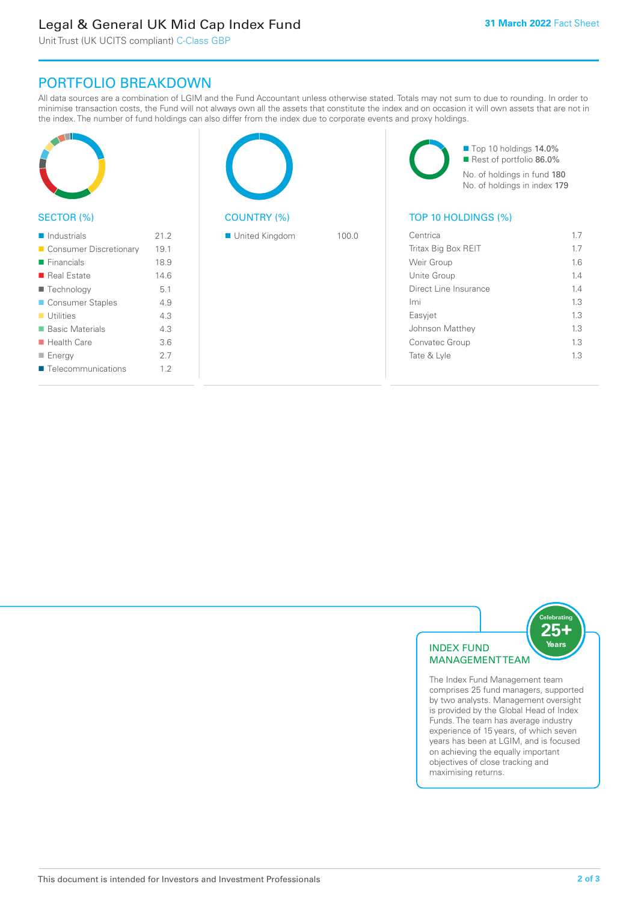# Legal & General UK Mid Cap Index Fund

Unit Trust (UK UCITS compliant) C-Class GBP

**31 March 2022** Fact Sheet

## PORTFOLIO BREAKDOWN

All data sources are a combination of LGIM and the Fund Accountant unless otherwise stated. Totals may not sum to due to rounding. In order to minimise transaction costs, the Fund will not always own all the assets that constitute the index and on occasion it will own assets that are not in the index. The number of fund holdings can also differ from the index due to corporate events and proxy holdings.

### SECTOR (%)

| Sector | % |
|---|---|
| Industrials | 21.2 |
| Consumer Discretionary | 19.1 |
| Financials | 18.9 |
| Real Estate | 14.6 |
| Technology | 5.1 |
| Consumer Staples | 4.9 |
| Utilities | 4.3 |
| Basic Materials | 4.3 |
| Health Care | 3.6 |
| Energy | 2.7 |
| Telecommunications | 1.2 |

### COUNTRY (%)

| Country | % |
|---|---|
| United Kingdom | 100.0 |

- Top 10 holdings 14.0%
- Rest of portfolio 86.0%

No. of holdings in fund 180
No. of holdings in index 179

### TOP 10 HOLDINGS (%)

| Holding | % |
|---|---|
| Centrica | 1.7 |
| Tritax Big Box REIT | 1.7 |
| Weir Group | 1.6 |
| Unite Group | 1.4 |
| Direct Line Insurance | 1.4 |
| Imi | 1.3 |
| Easyjet | 1.3 |
| Johnson Matthey | 1.3 |
| Convatec Group | 1.3 |
| Tate & Lyle | 1.3 |

### INDEX FUND MANAGEMENT TEAM

Celebrating 25+ Years

The Index Fund Management team comprises 25 fund managers, supported by two analysts. Management oversight is provided by the Global Head of Index Funds. The team has average industry experience of 15 years, of which seven years has been at LGIM, and is focused on achieving the equally important objectives of close tracking and maximising returns.

This document is intended for Investors and Investment Professionals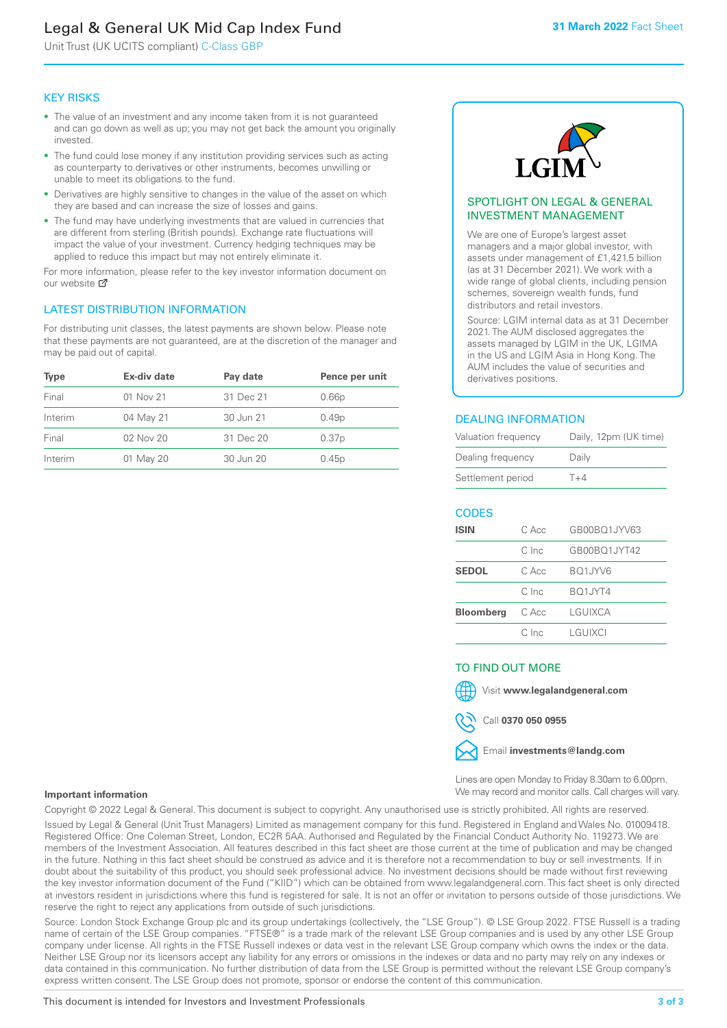# Legal & General UK Mid Cap Index Fund

Unit Trust (UK UCITS compliant) C-Class GBP

31 March 2022 Fact Sheet

## KEY RISKS

- The value of an investment and any income taken from it is not guaranteed and can go down as well as up; you may not get back the amount you originally invested.
- The fund could lose money if any institution providing services such as acting as counterparty to derivatives or other instruments, becomes unwilling or unable to meet its obligations to the fund.
- Derivatives are highly sensitive to changes in the value of the asset on which they are based and can increase the size of losses and gains.
- The fund may have underlying investments that are valued in currencies that are different from sterling (British pounds). Exchange rate fluctuations will impact the value of your investment. Currency hedging techniques may be applied to reduce this impact but may not entirely eliminate it.

For more information, please refer to the key investor information document on our website

## LATEST DISTRIBUTION INFORMATION

For distributing unit classes, the latest payments are shown below. Please note that these payments are not guaranteed, are at the discretion of the manager and may be paid out of capital.

| Type | Ex-div date | Pay date | Pence per unit |
|---|---|---|---|
| Final | 01 Nov 21 | 31 Dec 21 | 0.66p |
| Interim | 04 May 21 | 30 Jun 21 | 0.49p |
| Final | 02 Nov 20 | 31 Dec 20 | 0.37p |
| Interim | 01 May 20 | 30 Jun 20 | 0.45p |

LGIM

## SPOTLIGHT ON LEGAL & GENERAL INVESTMENT MANAGEMENT

We are one of Europe's largest asset managers and a major global investor, with assets under management of £1,421.5 billion (as at 31 December 2021). We work with a wide range of global clients, including pension schemes, sovereign wealth funds, fund distributors and retail investors.

Source: LGIM internal data as at 31 December 2021. The AUM disclosed aggregates the assets managed by LGIM in the UK, LGIMA in the US and LGIM Asia in Hong Kong. The AUM includes the value of securities and derivatives positions.

## DEALING INFORMATION

| | |
|---|---|
| Valuation frequency | Daily, 12pm (UK time) |
| Dealing frequency | Daily |
| Settlement period | T+4 |

## CODES

| | | |
|---|---|---|
| **ISIN** | C Acc | GB00BQ1JYV63 |
| | C Inc | GB00BQ1JYT42 |
| **SEDOL** | C Acc | BQ1JYV6 |
| | C Inc | BQ1JYT4 |
| **Bloomberg** | C Acc | LGUIXCA |
| | C Inc | LGUIXCI |

## TO FIND OUT MORE

Visit **www.legalandgeneral.com**

Call **0370 050 0955**

Email **investments@landg.com**

Lines are open Monday to Friday 8.30am to 6.00pm. We may record and monitor calls. Call charges will vary.

**Important information**

Copyright © 2022 Legal & General. This document is subject to copyright. Any unauthorised use is strictly prohibited. All rights are reserved.

Issued by Legal & General (Unit Trust Managers) Limited as management company for this fund. Registered in England and Wales No. 01009418. Registered Office: One Coleman Street, London, EC2R 5AA. Authorised and Regulated by the Financial Conduct Authority No. 119273. We are members of the Investment Association. All features described in this fact sheet are those current at the time of publication and may be changed in the future. Nothing in this fact sheet should be construed as advice and it is therefore not a recommendation to buy or sell investments. If in doubt about the suitability of this product, you should seek professional advice. No investment decisions should be made without first reviewing the key investor information document of the Fund ("KIID") which can be obtained from www.legalandgeneral.com. This fact sheet is only directed at investors resident in jurisdictions where this fund is registered for sale. It is not an offer or invitation to persons outside of those jurisdictions. We reserve the right to reject any applications from outside of such jurisdictions.

Source: London Stock Exchange Group plc and its group undertakings (collectively, the "LSE Group"). © LSE Group 2022. FTSE Russell is a trading name of certain of the LSE Group companies. "FTSE®" is a trade mark of the relevant LSE Group companies and is used by any other LSE Group company under license. All rights in the FTSE Russell indexes or data vest in the relevant LSE Group company which owns the index or the data. Neither LSE Group nor its licensors accept any liability for any errors or omissions in the indexes or data and no party may rely on any indexes or data contained in this communication. No further distribution of data from the LSE Group is permitted without the relevant LSE Group company's express written consent. The LSE Group does not promote, sponsor or endorse the content of this communication.

This document is intended for Investors and Investment Professionals